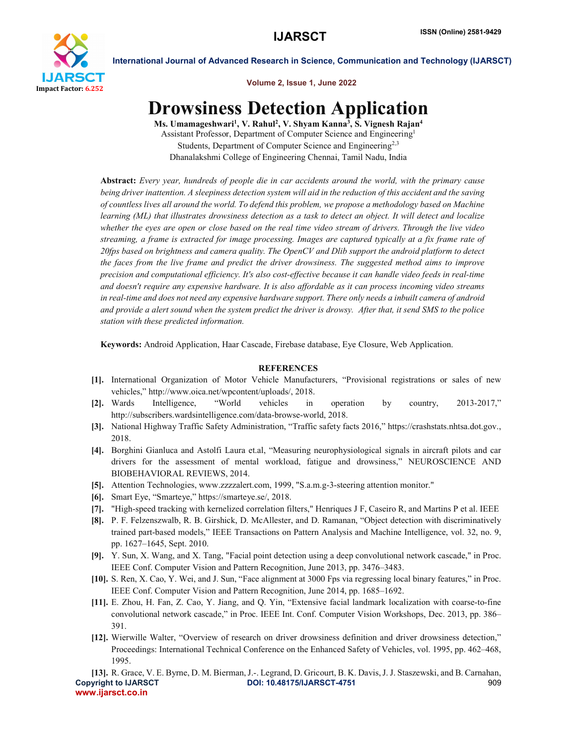# Drowsiness Detection Application

**Ms. Umamageshwari[1], V. Rahul[2], V. Shyam Kanna[3], S. Vignesh Rajan[4]**

Assistant Professor, Department of Computer Science and Engineering[1]

Students, Department of Computer Science and Engineering[2,3]

Dhanalakshmi College of Engineering Chennai, Tamil Nadu, India

**Abstract:** *Every year, hundreds of people die in car accidents around the world, with the primary cause being driver inattention. A sleepiness detection system will aid in the reduction of this accident and the saving of countless lives all around the world. To defend this problem, we propose a methodology based on Machine learning (ML) that illustrates drowsiness detection as a task to detect an object. It will detect and localize whether the eyes are open or close based on the real time video stream of drivers. Through the live video streaming, a frame is extracted for image processing. Images are captured typically at a fix frame rate of 20fps based on brightness and camera quality. The OpenCV and Dlib support the android platform to detect the faces from the live frame and predict the driver drowsiness. The suggested method aims to improve precision and computational efficiency. It's also cost-effective because it can handle video feeds in real-time and doesn't require any expensive hardware. It is also affordable as it can process incoming video streams in real-time and does not need any expensive hardware support. There only needs a inbuilt camera of android and provide a alert sound when the system predict the driver is drowsy. After that, it send SMS to the police station with these predicted information.*

**Keywords:** Android Application, Haar Cascade, Firebase database, Eye Closure, Web Application.

## REFERENCES

**[1].** International Organization of Motor Vehicle Manufacturers, "Provisional registrations or sales of new vehicles," http://www.oica.net/wpcontent/uploads/, 2018.

**[2].** Wards Intelligence, "World vehicles in operation by country, 2013-2017," http://subscribers.wardsintelligence.com/data-browse-world, 2018.

**[3].** National Highway Traffic Safety Administration, "Traffic safety facts 2016," https://crashstats.nhtsa.dot.gov., 2018.

**[4].** Borghini Gianluca and Astolfi Laura et.al, "Measuring neurophysiological signals in aircraft pilots and car drivers for the assessment of mental workload, fatigue and drowsiness," NEUROSCIENCE AND BIOBEHAVIORAL REVIEWS, 2014.

**[5].** Attention Technologies, www.zzzzalert.com, 1999, "S.a.m.g-3-steering attention monitor."

**[6].** Smart Eye, "Smarteye," https://smarteye.se/, 2018.

**[7].** "High-speed tracking with kernelized correlation filters," Henriques J F, Caseiro R, and Martins P et al. IEEE

**[8].** P. F. Felzenszwalb, R. B. Girshick, D. McAllester, and D. Ramanan, "Object detection with discriminatively trained part-based models," IEEE Transactions on Pattern Analysis and Machine Intelligence, vol. 32, no. 9, pp. 1627–1645, Sept. 2010.

**[9].** Y. Sun, X. Wang, and X. Tang, "Facial point detection using a deep convolutional network cascade," in Proc. IEEE Conf. Computer Vision and Pattern Recognition, June 2013, pp. 3476–3483.

**[10].** S. Ren, X. Cao, Y. Wei, and J. Sun, "Face alignment at 3000 Fps via regressing local binary features," in Proc. IEEE Conf. Computer Vision and Pattern Recognition, June 2014, pp. 1685–1692.

**[11].** E. Zhou, H. Fan, Z. Cao, Y. Jiang, and Q. Yin, "Extensive facial landmark localization with coarse-to-fine convolutional network cascade," in Proc. IEEE Int. Conf. Computer Vision Workshops, Dec. 2013, pp. 386–391.

**[12].** Wierwille Walter, "Overview of research on driver drowsiness definition and driver drowsiness detection," Proceedings: International Technical Conference on the Enhanced Safety of Vehicles, vol. 1995, pp. 462–468, 1995.

**[13].** R. Grace, V. E. Byrne, D. M. Bierman, J.-. Legrand, D. Gricourt, B. K. Davis, J. J. Staszewski, and B. Carnahan,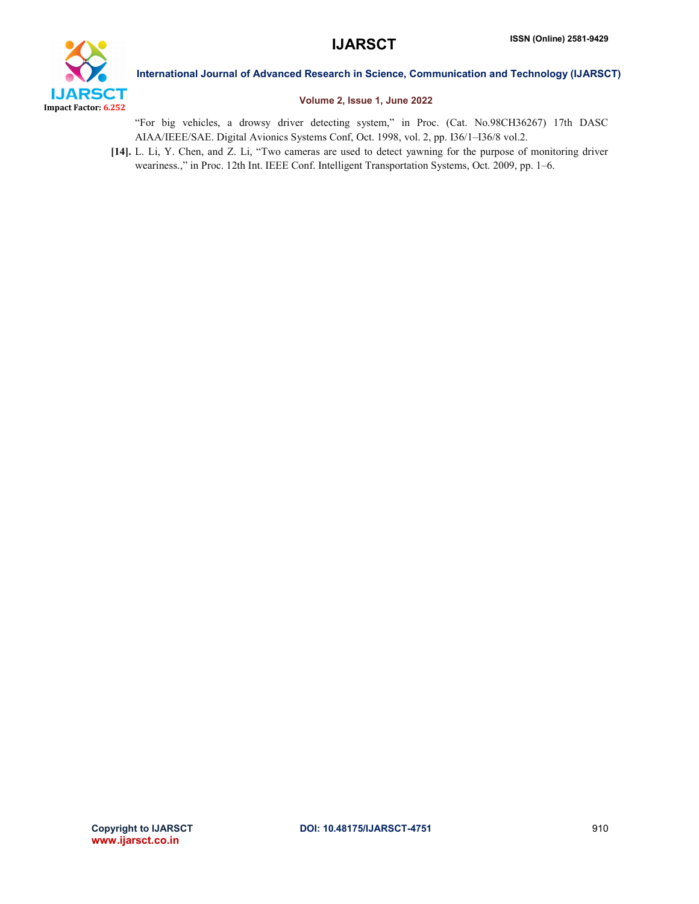"For big vehicles, a drowsy driver detecting system," in Proc. (Cat. No.98CH36267) 17th DASC AIAA/IEEE/SAE. Digital Avionics Systems Conf, Oct. 1998, vol. 2, pp. I36/1–I36/8 vol.2.

**[14].** L. Li, Y. Chen, and Z. Li, "Two cameras are used to detect yawning for the purpose of monitoring driver weariness.," in Proc. 12th Int. IEEE Conf. Intelligent Transportation Systems, Oct. 2009, pp. 1–6.